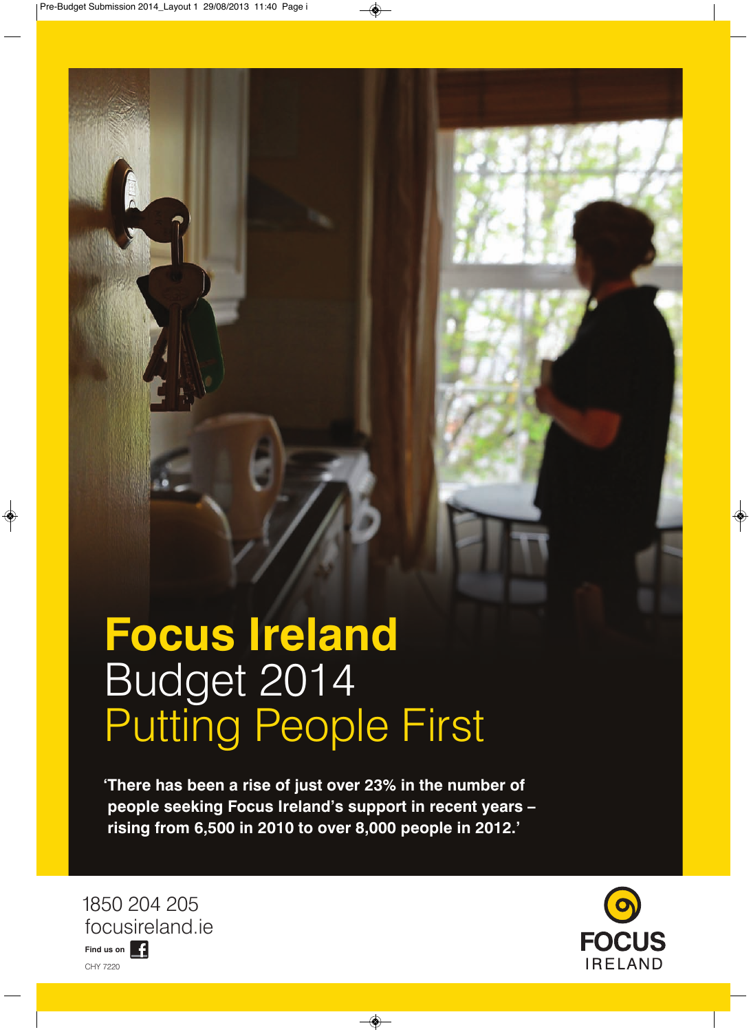# Focus Ireland

## Budget 2014

## Putting People First

**'There has been a rise of just over 23% in the number of people seeking Focus Ireland's support in recent years – rising from 6,500 in 2010 to over 8,000 people in 2012.'**

1850 204 205

focusireland.ie

**Find us on** f

CHY 7220

FOCUS IRELAND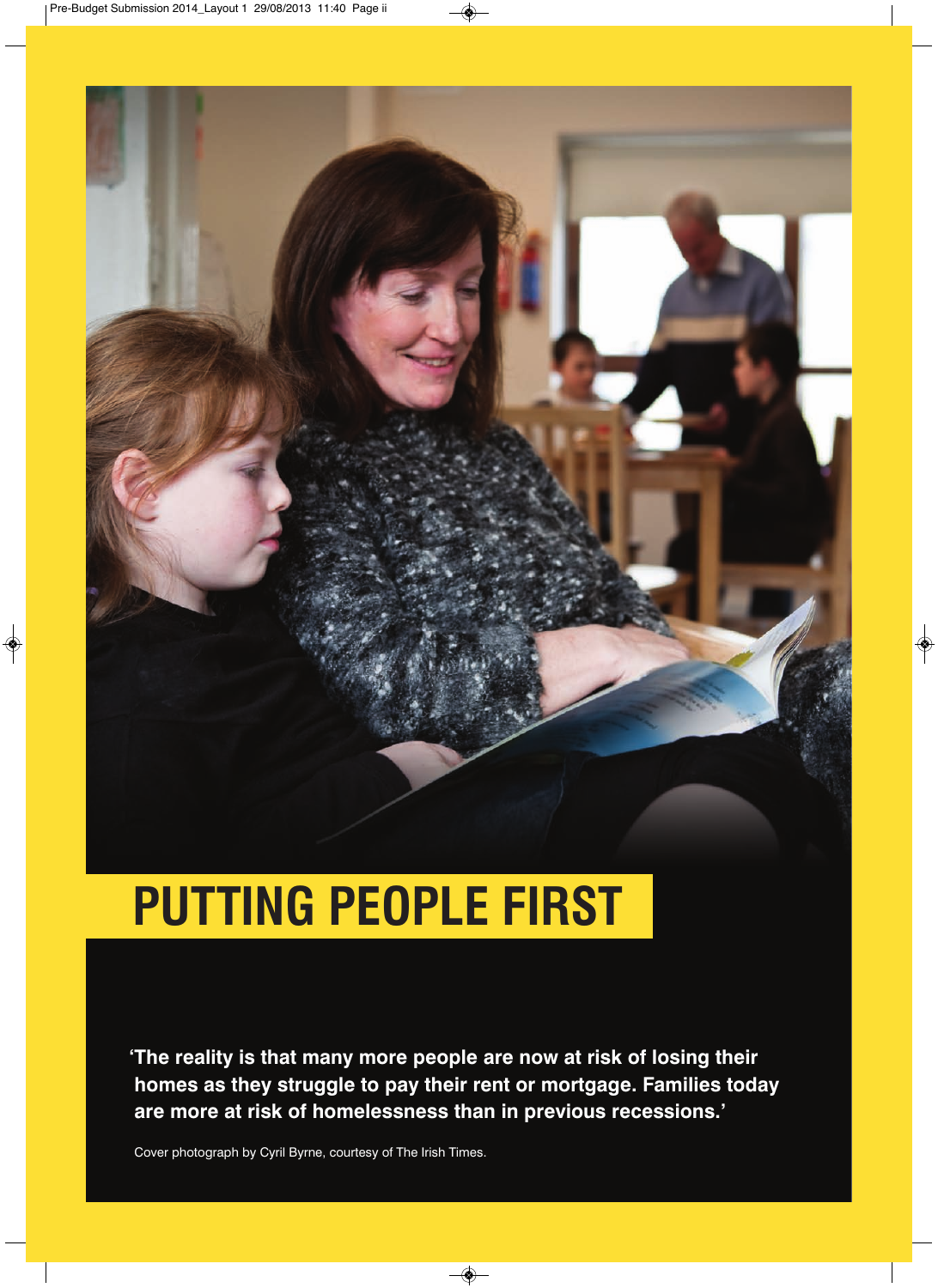# PUTTING PEOPLE FIRST

**'The reality is that many more people are now at risk of losing their homes as they struggle to pay their rent or mortgage. Families today are more at risk of homelessness than in previous recessions.'**

Cover photograph by Cyril Byrne, courtesy of The Irish Times.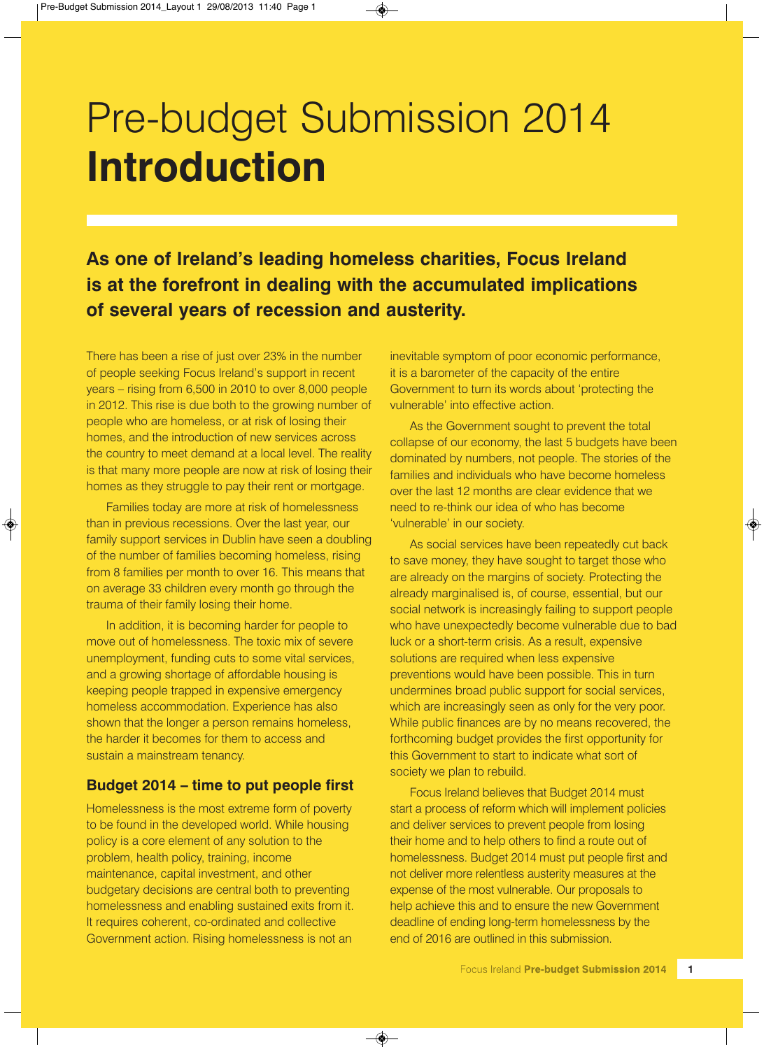# Pre-budget Submission 2014 **Introduction**

**As one of Ireland's leading homeless charities, Focus Ireland is at the forefront in dealing with the accumulated implications of several years of recession and austerity.**

There has been a rise of just over 23% in the number of people seeking Focus Ireland's support in recent years – rising from 6,500 in 2010 to over 8,000 people in 2012. This rise is due both to the growing number of people who are homeless, or at risk of losing their homes, and the introduction of new services across the country to meet demand at a local level. The reality is that many more people are now at risk of losing their homes as they struggle to pay their rent or mortgage.

Families today are more at risk of homelessness than in previous recessions. Over the last year, our family support services in Dublin have seen a doubling of the number of families becoming homeless, rising from 8 families per month to over 16. This means that on average 33 children every month go through the trauma of their family losing their home.

In addition, it is becoming harder for people to move out of homelessness. The toxic mix of severe unemployment, funding cuts to some vital services, and a growing shortage of affordable housing is keeping people trapped in expensive emergency homeless accommodation. Experience has also shown that the longer a person remains homeless, the harder it becomes for them to access and sustain a mainstream tenancy.

## Budget 2014 – time to put people first

Homelessness is the most extreme form of poverty to be found in the developed world. While housing policy is a core element of any solution to the problem, health policy, training, income maintenance, capital investment, and other budgetary decisions are central both to preventing homelessness and enabling sustained exits from it. It requires coherent, co-ordinated and collective Government action. Rising homelessness is not an inevitable symptom of poor economic performance, it is a barometer of the capacity of the entire Government to turn its words about 'protecting the vulnerable' into effective action.

As the Government sought to prevent the total collapse of our economy, the last 5 budgets have been dominated by numbers, not people. The stories of the families and individuals who have become homeless over the last 12 months are clear evidence that we need to re-think our idea of who has become 'vulnerable' in our society.

As social services have been repeatedly cut back to save money, they have sought to target those who are already on the margins of society. Protecting the already marginalised is, of course, essential, but our social network is increasingly failing to support people who have unexpectedly become vulnerable due to bad luck or a short-term crisis. As a result, expensive solutions are required when less expensive preventions would have been possible. This in turn undermines broad public support for social services, which are increasingly seen as only for the very poor. While public finances are by no means recovered, the forthcoming budget provides the first opportunity for this Government to start to indicate what sort of society we plan to rebuild.

Focus Ireland believes that Budget 2014 must start a process of reform which will implement policies and deliver services to prevent people from losing their home and to help others to find a route out of homelessness. Budget 2014 must put people first and not deliver more relentless austerity measures at the expense of the most vulnerable. Our proposals to help achieve this and to ensure the new Government deadline of ending long-term homelessness by the end of 2016 are outlined in this submission.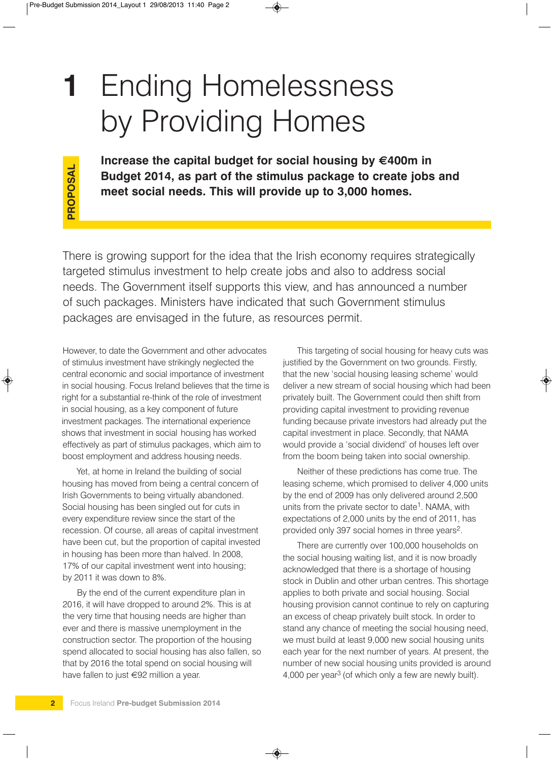# 1 Ending Homelessness by Providing Homes

**PROPOSAL**

**Increase the capital budget for social housing by €400m in Budget 2014, as part of the stimulus package to create jobs and meet social needs. This will provide up to 3,000 homes.**

There is growing support for the idea that the Irish economy requires strategically targeted stimulus investment to help create jobs and also to address social needs. The Government itself supports this view, and has announced a number of such packages. Ministers have indicated that such Government stimulus packages are envisaged in the future, as resources permit.

However, to date the Government and other advocates of stimulus investment have strikingly neglected the central economic and social importance of investment in social housing. Focus Ireland believes that the time is right for a substantial re-think of the role of investment in social housing, as a key component of future investment packages. The international experience shows that investment in social housing has worked effectively as part of stimulus packages, which aim to boost employment and address housing needs.

Yet, at home in Ireland the building of social housing has moved from being a central concern of Irish Governments to being virtually abandoned. Social housing has been singled out for cuts in every expenditure review since the start of the recession. Of course, all areas of capital investment have been cut, but the proportion of capital invested in housing has been more than halved. In 2008, 17% of our capital investment went into housing; by 2011 it was down to 8%.

By the end of the current expenditure plan in 2016, it will have dropped to around 2%. This is at the very time that housing needs are higher than ever and there is massive unemployment in the construction sector. The proportion of the housing spend allocated to social housing has also fallen, so that by 2016 the total spend on social housing will have fallen to just €92 million a year.

This targeting of social housing for heavy cuts was justified by the Government on two grounds. Firstly, that the new 'social housing leasing scheme' would deliver a new stream of social housing which had been privately built. The Government could then shift from providing capital investment to providing revenue funding because private investors had already put the capital investment in place. Secondly, that NAMA would provide a 'social dividend' of houses left over from the boom being taken into social ownership.

Neither of these predictions has come true. The leasing scheme, which promised to deliver 4,000 units by the end of 2009 has only delivered around 2,500 units from the private sector to date[1]. NAMA, with expectations of 2,000 units by the end of 2011, has provided only 397 social homes in three years[2].

There are currently over 100,000 households on the social housing waiting list, and it is now broadly acknowledged that there is a shortage of housing stock in Dublin and other urban centres. This shortage applies to both private and social housing. Social housing provision cannot continue to rely on capturing an excess of cheap privately built stock. In order to stand any chance of meeting the social housing need, we must build at least 9,000 new social housing units each year for the next number of years. At present, the number of new social housing units provided is around 4,000 per year[3] (of which only a few are newly built).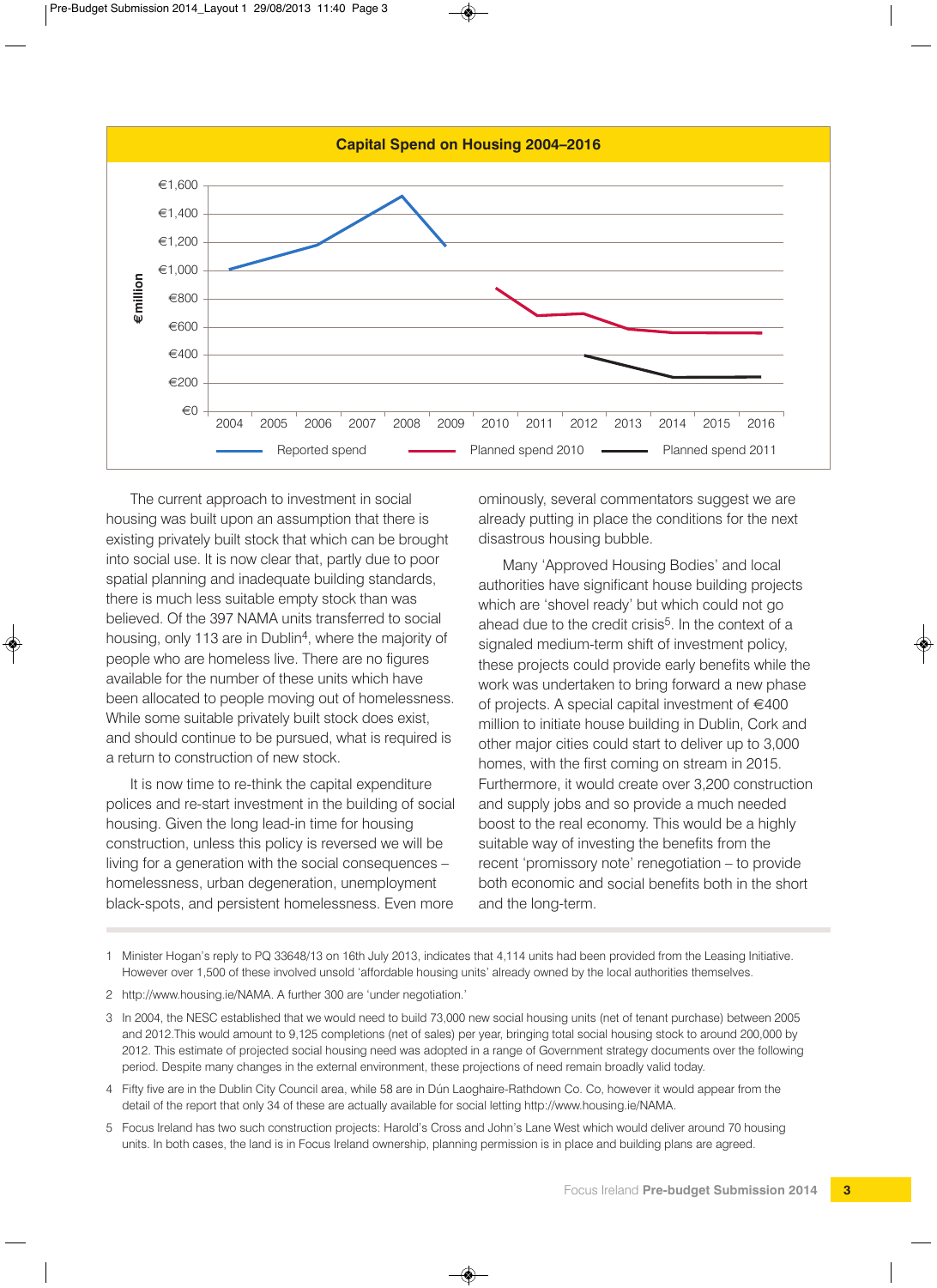**Capital Spend on Housing 2004–2016**

€million

€1,600
€1,400
€1,200
€1,000
€800
€600
€400
€200
€0

2004 2005 2006 2007 2008 2009 2010 2011 2012 2013 2014 2015 2016

Reported spend — Planned spend 2010 — Planned spend 2011

The current approach to investment in social housing was built upon an assumption that there is existing privately built stock that which can be brought into social use. It is now clear that, partly due to poor spatial planning and inadequate building standards, there is much less suitable empty stock than was believed. Of the 397 NAMA units transferred to social housing, only 113 are in Dublin[4], where the majority of people who are homeless live. There are no figures available for the number of these units which have been allocated to people moving out of homelessness. While some suitable privately built stock does exist, and should continue to be pursued, what is required is a return to construction of new stock.

It is now time to re-think the capital expenditure polices and re-start investment in the building of social housing. Given the long lead-in time for housing construction, unless this policy is reversed we will be living for a generation with the social consequences – homelessness, urban degeneration, unemployment black-spots, and persistent homelessness. Even more ominously, several commentators suggest we are already putting in place the conditions for the next disastrous housing bubble.

Many 'Approved Housing Bodies' and local authorities have significant house building projects which are 'shovel ready' but which could not go ahead due to the credit crisis[5]. In the context of a signaled medium-term shift of investment policy, these projects could provide early benefits while the work was undertaken to bring forward a new phase of projects. A special capital investment of €400 million to initiate house building in Dublin, Cork and other major cities could start to deliver up to 3,000 homes, with the first coming on stream in 2015. Furthermore, it would create over 3,200 construction and supply jobs and so provide a much needed boost to the real economy. This would be a highly suitable way of investing the benefits from the recent 'promissory note' renegotiation – to provide both economic and social benefits both in the short and the long-term.

---

1 Minister Hogan's reply to PQ 33648/13 on 16th July 2013, indicates that 4,114 units had been provided from the Leasing Initiative. However over 1,500 of these involved unsold 'affordable housing units' already owned by the local authorities themselves.

2 http://www.housing.ie/NAMA. A further 300 are 'under negotiation.'

3 In 2004, the NESC established that we would need to build 73,000 new social housing units (net of tenant purchase) between 2005 and 2012.This would amount to 9,125 completions (net of sales) per year, bringing total social housing stock to around 200,000 by 2012. This estimate of projected social housing need was adopted in a range of Government strategy documents over the following period. Despite many changes in the external environment, these projections of need remain broadly valid today.

4 Fifty five are in the Dublin City Council area, while 58 are in Dún Laoghaire-Rathdown Co. Co, however it would appear from the detail of the report that only 34 of these are actually available for social letting http://www.housing.ie/NAMA.

5 Focus Ireland has two such construction projects: Harold's Cross and John's Lane West which would deliver around 70 housing units. In both cases, the land is in Focus Ireland ownership, planning permission is in place and building plans are agreed.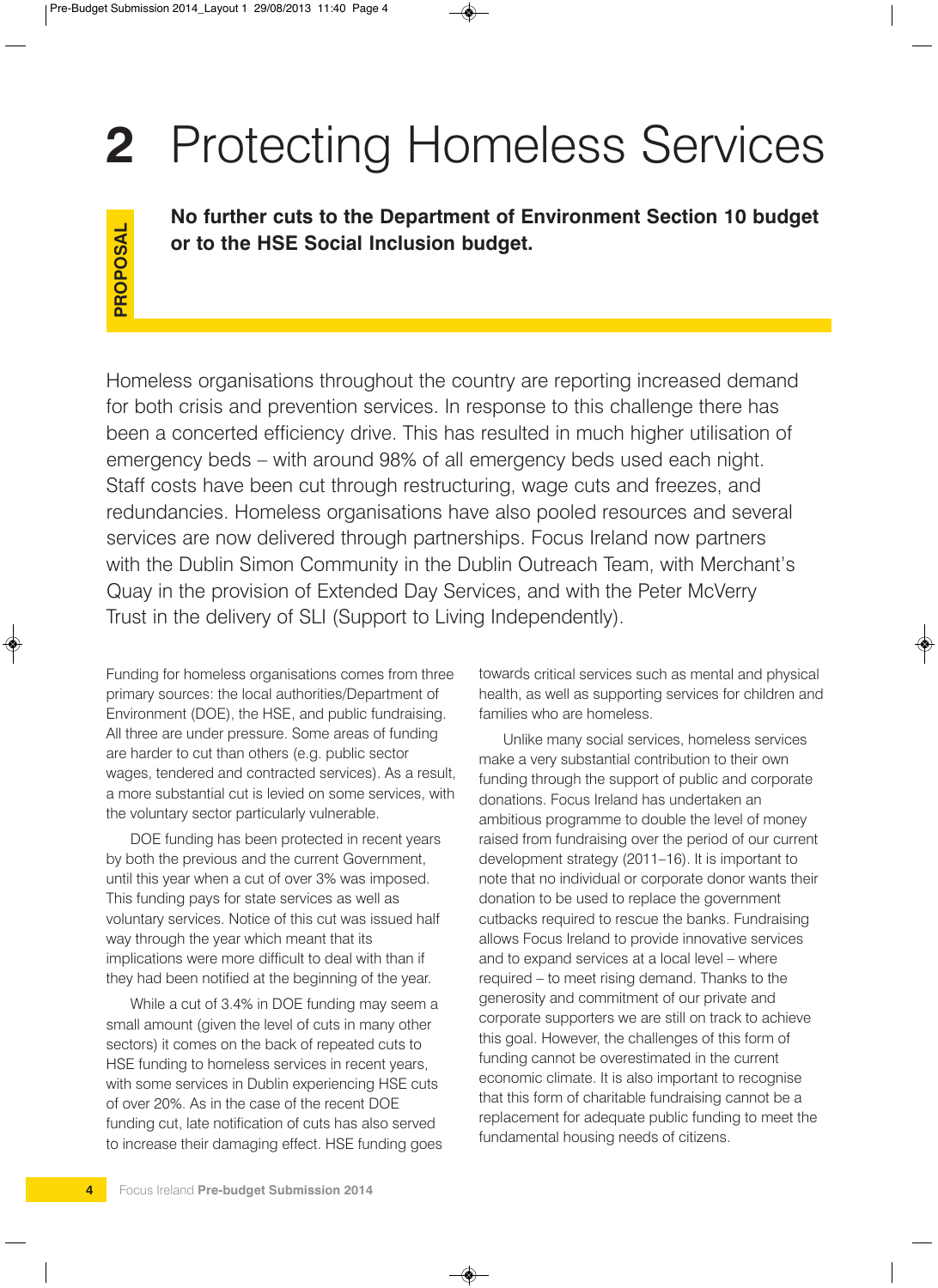# 2 Protecting Homeless Services

**PROPOSAL**

**No further cuts to the Department of Environment Section 10 budget or to the HSE Social Inclusion budget.**

Homeless organisations throughout the country are reporting increased demand for both crisis and prevention services. In response to this challenge there has been a concerted efficiency drive. This has resulted in much higher utilisation of emergency beds – with around 98% of all emergency beds used each night. Staff costs have been cut through restructuring, wage cuts and freezes, and redundancies. Homeless organisations have also pooled resources and several services are now delivered through partnerships. Focus Ireland now partners with the Dublin Simon Community in the Dublin Outreach Team, with Merchant's Quay in the provision of Extended Day Services, and with the Peter McVerry Trust in the delivery of SLI (Support to Living Independently).

Funding for homeless organisations comes from three primary sources: the local authorities/Department of Environment (DOE), the HSE, and public fundraising. All three are under pressure. Some areas of funding are harder to cut than others (e.g. public sector wages, tendered and contracted services). As a result, a more substantial cut is levied on some services, with the voluntary sector particularly vulnerable.

DOE funding has been protected in recent years by both the previous and the current Government, until this year when a cut of over 3% was imposed. This funding pays for state services as well as voluntary services. Notice of this cut was issued half way through the year which meant that its implications were more difficult to deal with than if they had been notified at the beginning of the year.

While a cut of 3.4% in DOE funding may seem a small amount (given the level of cuts in many other sectors) it comes on the back of repeated cuts to HSE funding to homeless services in recent years, with some services in Dublin experiencing HSE cuts of over 20%. As in the case of the recent DOE funding cut, late notification of cuts has also served to increase their damaging effect. HSE funding goes towards critical services such as mental and physical health, as well as supporting services for children and families who are homeless.

Unlike many social services, homeless services make a very substantial contribution to their own funding through the support of public and corporate donations. Focus Ireland has undertaken an ambitious programme to double the level of money raised from fundraising over the period of our current development strategy (2011–16). It is important to note that no individual or corporate donor wants their donation to be used to replace the government cutbacks required to rescue the banks. Fundraising allows Focus Ireland to provide innovative services and to expand services at a local level – where required – to meet rising demand. Thanks to the generosity and commitment of our private and corporate supporters we are still on track to achieve this goal. However, the challenges of this form of funding cannot be overestimated in the current economic climate. It is also important to recognise that this form of charitable fundraising cannot be a replacement for adequate public funding to meet the fundamental housing needs of citizens.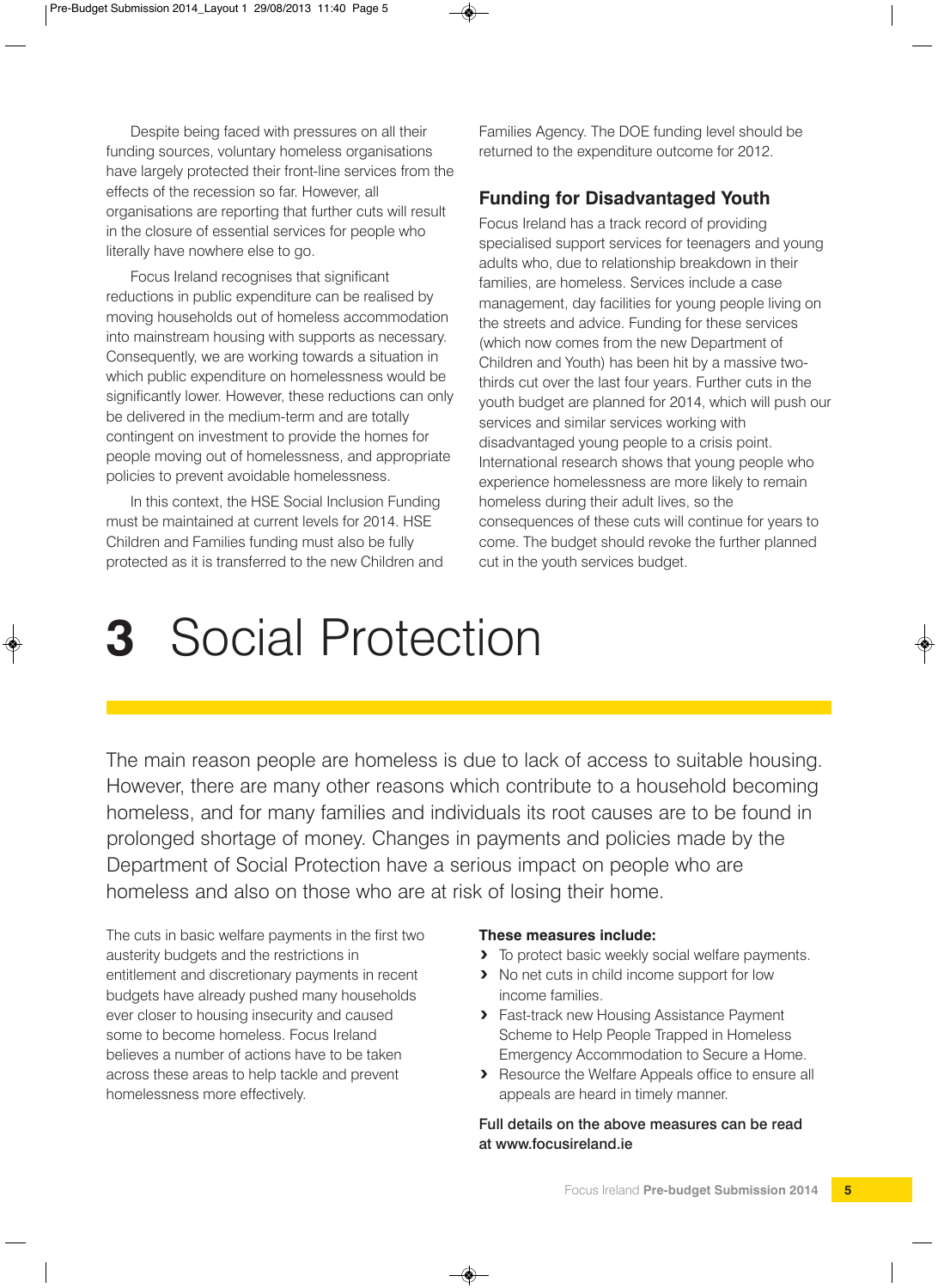Despite being faced with pressures on all their funding sources, voluntary homeless organisations have largely protected their front-line services from the effects of the recession so far. However, all organisations are reporting that further cuts will result in the closure of essential services for people who literally have nowhere else to go.

Focus Ireland recognises that significant reductions in public expenditure can be realised by moving households out of homeless accommodation into mainstream housing with supports as necessary. Consequently, we are working towards a situation in which public expenditure on homelessness would be significantly lower. However, these reductions can only be delivered in the medium-term and are totally contingent on investment to provide the homes for people moving out of homelessness, and appropriate policies to prevent avoidable homelessness.

In this context, the HSE Social Inclusion Funding must be maintained at current levels for 2014. HSE Children and Families funding must also be fully protected as it is transferred to the new Children and Families Agency. The DOE funding level should be returned to the expenditure outcome for 2012.

### Funding for Disadvantaged Youth

Focus Ireland has a track record of providing specialised support services for teenagers and young adults who, due to relationship breakdown in their families, are homeless. Services include a case management, day facilities for young people living on the streets and advice. Funding for these services (which now comes from the new Department of Children and Youth) has been hit by a massive two-thirds cut over the last four years. Further cuts in the youth budget are planned for 2014, which will push our services and similar services working with disadvantaged young people to a crisis point. International research shows that young people who experience homelessness are more likely to remain homeless during their adult lives, so the consequences of these cuts will continue for years to come. The budget should revoke the further planned cut in the youth services budget.

# 3 Social Protection

The main reason people are homeless is due to lack of access to suitable housing. However, there are many other reasons which contribute to a household becoming homeless, and for many families and individuals its root causes are to be found in prolonged shortage of money. Changes in payments and policies made by the Department of Social Protection have a serious impact on people who are homeless and also on those who are at risk of losing their home.

The cuts in basic welfare payments in the first two austerity budgets and the restrictions in entitlement and discretionary payments in recent budgets have already pushed many households ever closer to housing insecurity and caused some to become homeless. Focus Ireland believes a number of actions have to be taken across these areas to help tackle and prevent homelessness more effectively.

**These measures include:**

- To protect basic weekly social welfare payments.
- No net cuts in child income support for low income families.
- Fast-track new Housing Assistance Payment Scheme to Help People Trapped in Homeless Emergency Accommodation to Secure a Home.
- Resource the Welfare Appeals office to ensure all appeals are heard in timely manner.

**Full details on the above measures can be read at www.focusireland.ie**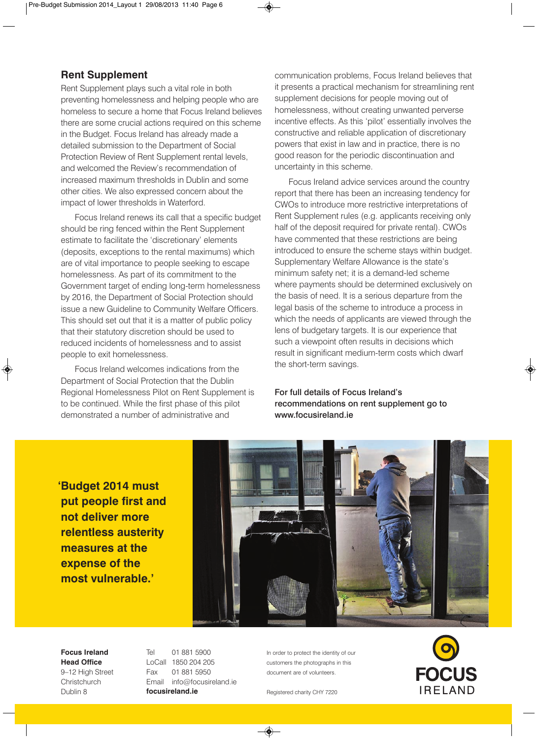## Rent Supplement

Rent Supplement plays such a vital role in both preventing homelessness and helping people who are homeless to secure a home that Focus Ireland believes there are some crucial actions required on this scheme in the Budget. Focus Ireland has already made a detailed submission to the Department of Social Protection Review of Rent Supplement rental levels, and welcomed the Review's recommendation of increased maximum thresholds in Dublin and some other cities. We also expressed concern about the impact of lower thresholds in Waterford.

Focus Ireland renews its call that a specific budget should be ring fenced within the Rent Supplement estimate to facilitate the 'discretionary' elements (deposits, exceptions to the rental maximums) which are of vital importance to people seeking to escape homelessness. As part of its commitment to the Government target of ending long-term homelessness by 2016, the Department of Social Protection should issue a new Guideline to Community Welfare Officers. This should set out that it is a matter of public policy that their statutory discretion should be used to reduced incidents of homelessness and to assist people to exit homelessness.

Focus Ireland welcomes indications from the Department of Social Protection that the Dublin Regional Homelessness Pilot on Rent Supplement is to be continued. While the first phase of this pilot demonstrated a number of administrative and communication problems, Focus Ireland believes that it presents a practical mechanism for streamlining rent supplement decisions for people moving out of homelessness, without creating unwanted perverse incentive effects. As this 'pilot' essentially involves the constructive and reliable application of discretionary powers that exist in law and in practice, there is no good reason for the periodic discontinuation and uncertainty in this scheme.

Focus Ireland advice services around the country report that there has been an increasing tendency for CWOs to introduce more restrictive interpretations of Rent Supplement rules (e.g. applicants receiving only half of the deposit required for private rental). CWOs have commented that these restrictions are being introduced to ensure the scheme stays within budget. Supplementary Welfare Allowance is the state's minimum safety net; it is a demand-led scheme where payments should be determined exclusively on the basis of need. It is a serious departure from the legal basis of the scheme to introduce a process in which the needs of applicants are viewed through the lens of budgetary targets. It is our experience that such a viewpoint often results in decisions which result in significant medium-term costs which dwarf the short-term savings.

**For full details of Focus Ireland's recommendations on rent supplement go to www.focusireland.ie**

**'Budget 2014 must put people first and not deliver more relentless austerity measures at the expense of the most vulnerable.'**

**Focus Ireland Head Office**
9–12 High Street
Christchurch
Dublin 8

Tel 01 881 5900
LoCall 1850 204 205
Fax 01 881 5950
Email info@focusireland.ie
**focusireland.ie**

In order to protect the identity of our customers the photographs in this document are of volunteers.

Registered charity CHY 7220

FOCUS IRELAND